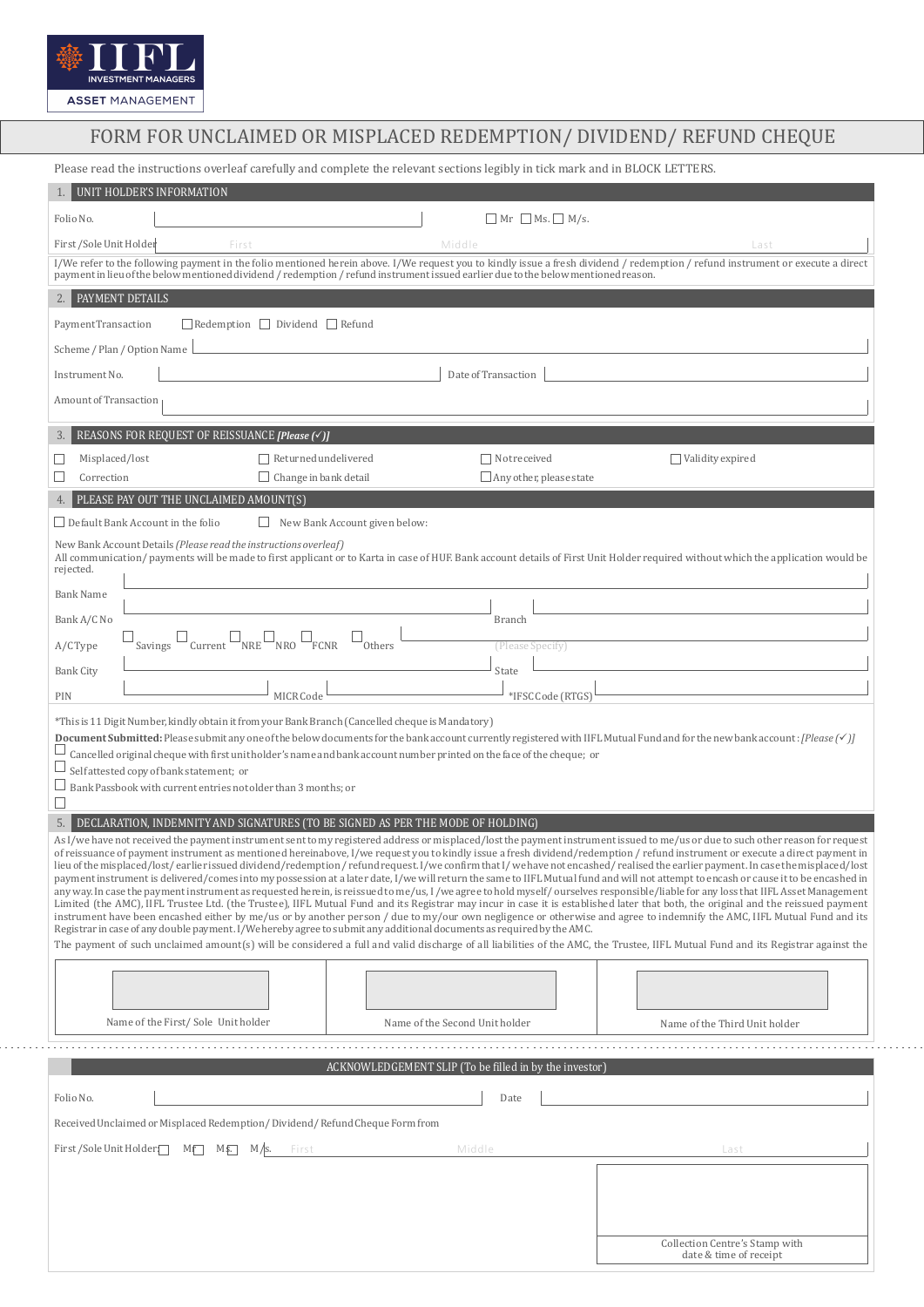IIFL INVESTMENT MANAGERS
ASSET MANAGEMENT

# FORM FOR UNCLAIMED OR MISPLACED REDEMPTION/ DIVIDEND/ REFUND CHEQUE

Please read the instructions overleaf carefully and complete the relevant sections legibly in tick mark and in BLOCK LETTERS.

## 1. UNIT HOLDER'S INFORMATION

Folio No. ____________ ☐ Mr ☐ Ms. ☐ M/s.

First /Sole Unit Holder First ____________ Middle ____________ Last ____________

I/We refer to the following payment in the folio mentioned herein above. I/We request you to kindly issue a fresh dividend / redemption / refund instrument or execute a direct payment in lieu of the below mentioned dividend / redemption / refund instrument issued earlier due to the below mentioned reason.

## 2. PAYMENT DETAILS

Payment Transaction ☐ Redemption ☐ Dividend ☐ Refund

Scheme / Plan / Option Name ____________

Instrument No. ____________ Date of Transaction ____________

Amount of Transaction ____________

## 3. REASONS FOR REQUEST OF REISSUANCE *[Please (✓)]*

☐ Misplaced/lost ☐ Returned undelivered ☐ Not received ☐ Validity expired

☐ Correction ☐ Change in bank detail ☐ Any other, please state

## 4. PLEASE PAY OUT THE UNCLAIMED AMOUNT(S)

☐ Default Bank Account in the folio ☐ New Bank Account given below:

New Bank Account Details *(Please read the instructions overleaf)*
All communication/ payments will be made to first applicant or to Karta in case of HUF. Bank account details of First Unit Holder required without which the application would be rejected.

Bank Name ____________

Bank A/C No ____________ Branch ____________

A/C Type ☐ Savings ☐ Current ☐ NRE ☐ NRO ☐ FCNR ☐ Others ____________ (Please Specify)

Bank City ____________ State ____________

PIN ____________ MICR Code ____________ *IFSC Code (RTGS) ____________

*This is 11 Digit Number, kindly obtain it from your Bank Branch (Cancelled cheque is Mandatory)

**Document Submitted:** Please submit any one of the below documents for the bank account currently registered with IIFL Mutual Fund and for the new bank account : *[Please (✓)]*

☐ Cancelled original cheque with first unit holder's name and bank account number printed on the face of the cheque; or

☐ Self attested copy of bank statement; or

☐ Bank Passbook with current entries not older than 3 months; or

☐

## 5. DECLARATION, INDEMNITY AND SIGNATURES (TO BE SIGNED AS PER THE MODE OF HOLDING)

As I/we have not received the payment instrument sent to my registered address or misplaced/lost the payment instrument issued to me/us or due to such other reason for request of reissuance of payment instrument as mentioned hereinabove, I/we request you to kindly issue a fresh dividend/redemption / refund instrument or execute a direct payment in lieu of the misplaced/lost/ earlier issued dividend/redemption / refund request. I/We confirm that I/ we have not encashed/ realised the earlier payment. In case the misplaced/lost payment instrument is delivered/comes into my possession at a later date, I/we will return the same to IIFL Mutual fund and will not attempt to encash or cause it to be encashed in any way. In case the payment instrument as requested herein, is reissued to me/us, I /we agree to hold myself/ ourselves responsible/liable for any loss that IIFL Asset Management Limited (the AMC), IIFL Trustee Ltd. (the Trustee), IIFL Mutual Fund and its Registrar may incur in case it is established later that both, the original and the reissued payment instrument have been encashed either by me/us or by another person / due to my/our own negligence or otherwise and agree to indemnify the AMC, IIFL Mutual Fund and its Registrar in case of any double payment. I/We hereby agree to submit any additional documents as required by the AMC.

The payment of such unclaimed amount(s) will be considered a full and valid discharge of all liabilities of the AMC, the Trustee, IIFL Mutual Fund and its Registrar against the

| | | |
|---|---|---|
| Name of the First/ Sole Unit holder | Name of the Second Unit holder | Name of the Third Unit holder |

---

## ACKNOWLEDGEMENT SLIP (To be filled in by the investor)

Folio No. ____________ Date ____________

Received Unclaimed or Misplaced Redemption/ Dividend/ Refund Cheque Form from

First /Sole Unit Holder ☐ Mr ☐ Ms ☐ M/s. First ____________ Middle ____________ Last ____________

Collection Centre's Stamp with date & time of receipt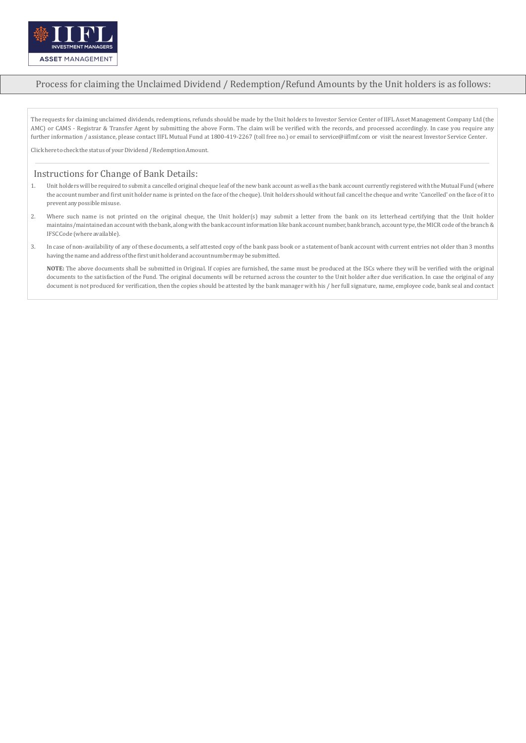## Process for claiming the Unclaimed Dividend / Redemption/Refund Amounts by the Unit holders is as follows:

The requests for claiming unclaimed dividends, redemptions, refunds should be made by the Unit holders to Investor Service Center of IIFL Asset Management Company Ltd (the AMC) or CAMS - Registrar & Transfer Agent by submitting the above Form. The claim will be verified with the records, and processed accordingly. In case you require any further information / assistance, please contact IIFL Mutual Fund at 1800-419-2267 (toll free no.) or email to service@iiflmf.com or visit the nearest Investor Service Center.

Click here to check the status of your Dividend / Redemption Amount.

---

### Instructions for Change of Bank Details:

1. Unit holders will be required to submit a cancelled original cheque leaf of the new bank account as well as the bank account currently registered with the Mutual Fund (where the account number and first unit holder name is printed on the face of the cheque). Unit holders should without fail cancel the cheque and write 'Cancelled' on the face of it to prevent any possible misuse.
2. Where such name is not printed on the original cheque, the Unit holder(s) may submit a letter from the bank on its letterhead certifying that the Unit holder maintains/maintained an account with the bank, along with the bank account information like bank account number, bank branch, account type, the MICR code of the branch & IFSC Code (where available).
3. In case of non-availability of any of these documents, a self attested copy of the bank pass book or a statement of bank account with current entries not older than 3 months having the name and address of the first unit holder and account number may be submitted.

   **NOTE:** The above documents shall be submitted in Original. If copies are furnished, the same must be produced at the ISCs where they will be verified with the original documents to the satisfaction of the Fund. The original documents will be returned across the counter to the Unit holder after due verification. In case the original of any document is not produced for verification, then the copies should be attested by the bank manager with his / her full signature, name, employee code, bank seal and contact